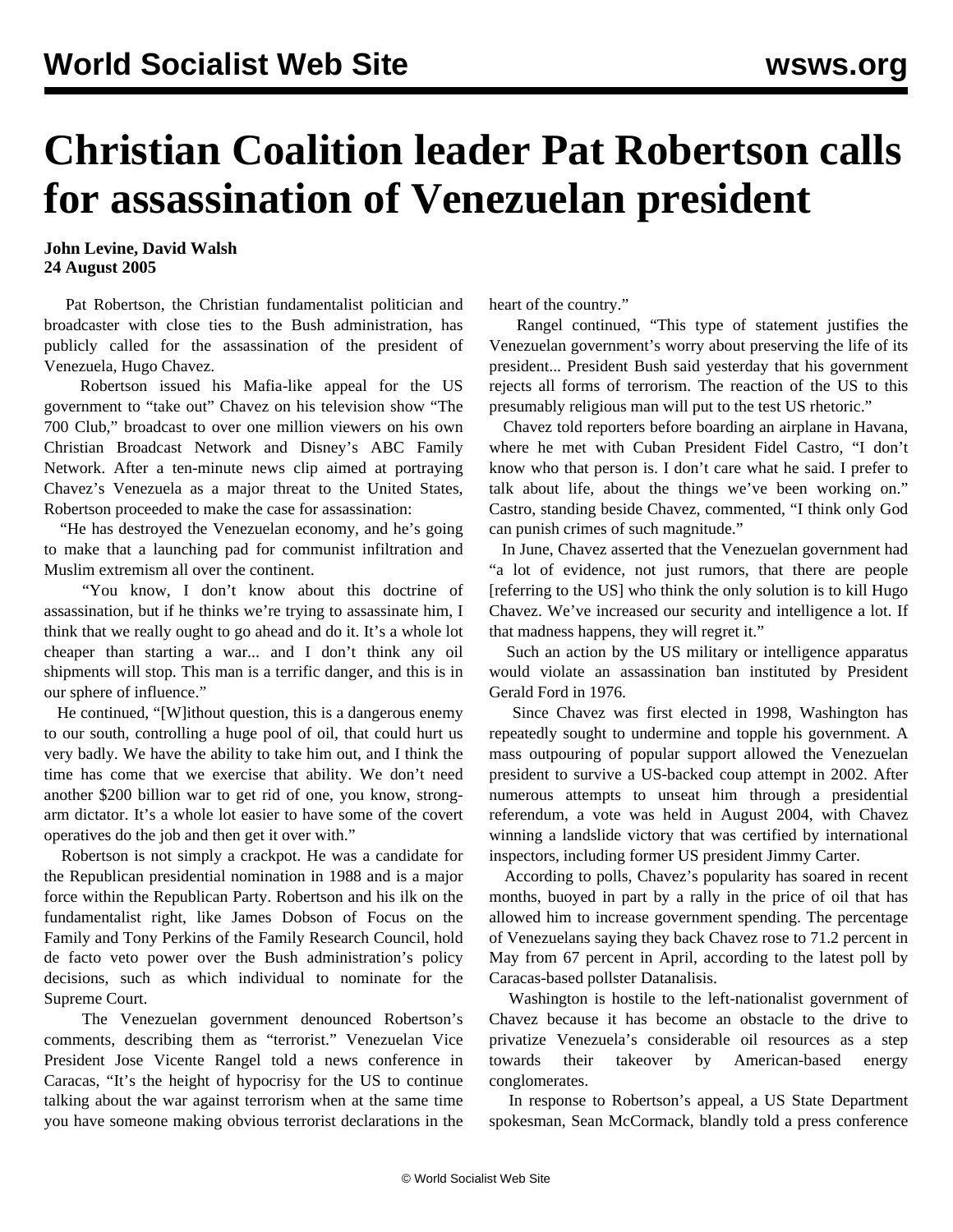# Christian Coalition leader Pat Robertson calls for assassination of Venezuelan president

**John Levine, David Walsh**
**24 August 2005**

Pat Robertson, the Christian fundamentalist politician and broadcaster with close ties to the Bush administration, has publicly called for the assassination of the president of Venezuela, Hugo Chavez.

Robertson issued his Mafia-like appeal for the US government to "take out" Chavez on his television show "The 700 Club," broadcast to over one million viewers on his own Christian Broadcast Network and Disney's ABC Family Network. After a ten-minute news clip aimed at portraying Chavez's Venezuela as a major threat to the United States, Robertson proceeded to make the case for assassination:

"He has destroyed the Venezuelan economy, and he's going to make that a launching pad for communist infiltration and Muslim extremism all over the continent.

"You know, I don't know about this doctrine of assassination, but if he thinks we're trying to assassinate him, I think that we really ought to go ahead and do it. It's a whole lot cheaper than starting a war... and I don't think any oil shipments will stop. This man is a terrific danger, and this is in our sphere of influence."

He continued, "[W]ithout question, this is a dangerous enemy to our south, controlling a huge pool of oil, that could hurt us very badly. We have the ability to take him out, and I think the time has come that we exercise that ability. We don't need another $200 billion war to get rid of one, you know, strong-arm dictator. It's a whole lot easier to have some of the covert operatives do the job and then get it over with."

Robertson is not simply a crackpot. He was a candidate for the Republican presidential nomination in 1988 and is a major force within the Republican Party. Robertson and his ilk on the fundamentalist right, like James Dobson of Focus on the Family and Tony Perkins of the Family Research Council, hold de facto veto power over the Bush administration's policy decisions, such as which individual to nominate for the Supreme Court.

The Venezuelan government denounced Robertson's comments, describing them as "terrorist." Venezuelan Vice President Jose Vicente Rangel told a news conference in Caracas, "It's the height of hypocrisy for the US to continue talking about the war against terrorism when at the same time you have someone making obvious terrorist declarations in the heart of the country."

Rangel continued, "This type of statement justifies the Venezuelan government's worry about preserving the life of its president... President Bush said yesterday that his government rejects all forms of terrorism. The reaction of the US to this presumably religious man will put to the test US rhetoric."

Chavez told reporters before boarding an airplane in Havana, where he met with Cuban President Fidel Castro, "I don't know who that person is. I don't care what he said. I prefer to talk about life, about the things we've been working on." Castro, standing beside Chavez, commented, "I think only God can punish crimes of such magnitude."

In June, Chavez asserted that the Venezuelan government had "a lot of evidence, not just rumors, that there are people [referring to the US] who think the only solution is to kill Hugo Chavez. We've increased our security and intelligence a lot. If that madness happens, they will regret it."

Such an action by the US military or intelligence apparatus would violate an assassination ban instituted by President Gerald Ford in 1976.

Since Chavez was first elected in 1998, Washington has repeatedly sought to undermine and topple his government. A mass outpouring of popular support allowed the Venezuelan president to survive a US-backed coup attempt in 2002. After numerous attempts to unseat him through a presidential referendum, a vote was held in August 2004, with Chavez winning a landslide victory that was certified by international inspectors, including former US president Jimmy Carter.

According to polls, Chavez's popularity has soared in recent months, buoyed in part by a rally in the price of oil that has allowed him to increase government spending. The percentage of Venezuelans saying they back Chavez rose to 71.2 percent in May from 67 percent in April, according to the latest poll by Caracas-based pollster Datanalisis.

Washington is hostile to the left-nationalist government of Chavez because it has become an obstacle to the drive to privatize Venezuela's considerable oil resources as a step towards their takeover by American-based energy conglomerates.

In response to Robertson's appeal, a US State Department spokesman, Sean McCormack, blandly told a press conference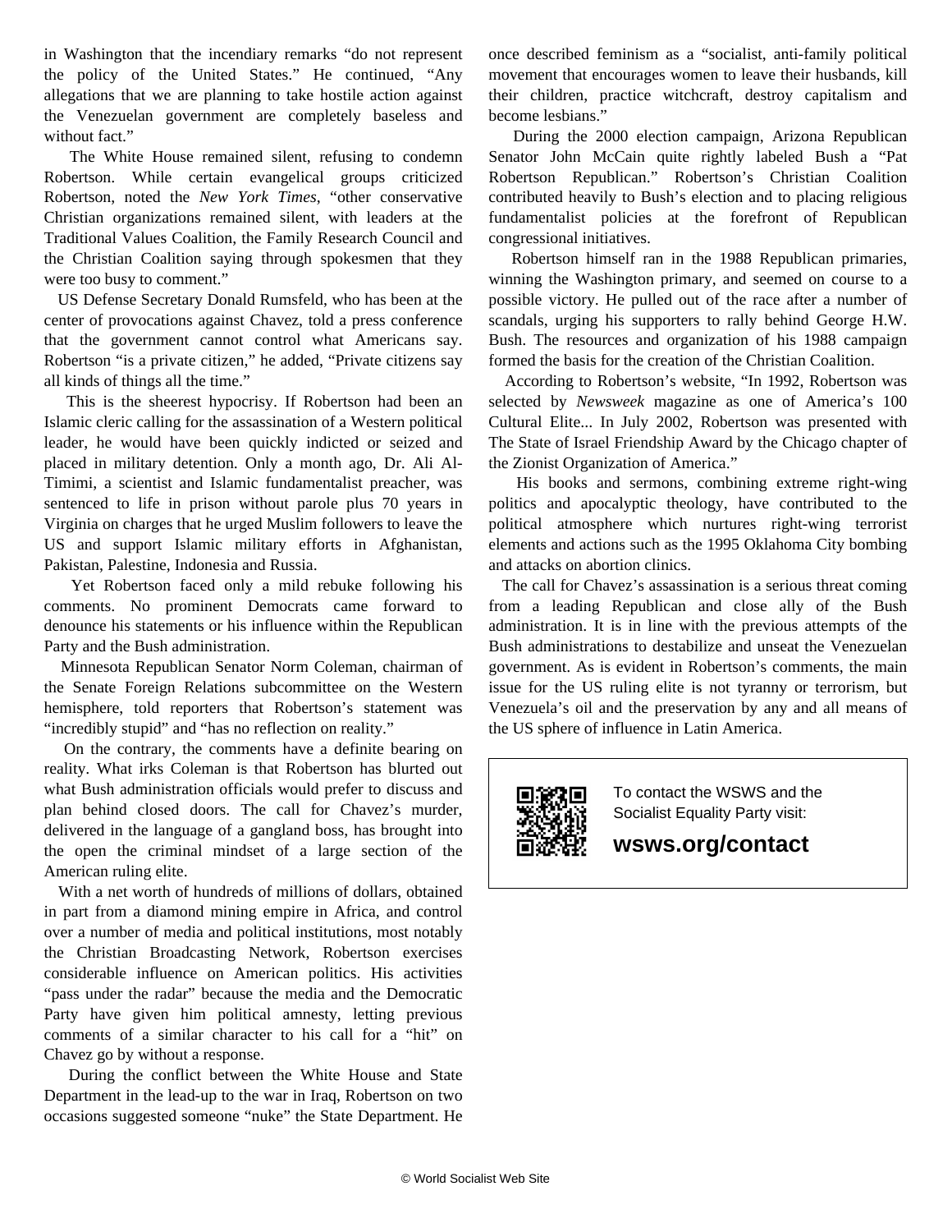in Washington that the incendiary remarks "do not represent the policy of the United States." He continued, "Any allegations that we are planning to take hostile action against the Venezuelan government are completely baseless and without fact."

The White House remained silent, refusing to condemn Robertson. While certain evangelical groups criticized Robertson, noted the *New York Times*, "other conservative Christian organizations remained silent, with leaders at the Traditional Values Coalition, the Family Research Council and the Christian Coalition saying through spokesmen that they were too busy to comment."

US Defense Secretary Donald Rumsfeld, who has been at the center of provocations against Chavez, told a press conference that the government cannot control what Americans say. Robertson "is a private citizen," he added, "Private citizens say all kinds of things all the time."

This is the sheerest hypocrisy. If Robertson had been an Islamic cleric calling for the assassination of a Western political leader, he would have been quickly indicted or seized and placed in military detention. Only a month ago, Dr. Ali Al-Timimi, a scientist and Islamic fundamentalist preacher, was sentenced to life in prison without parole plus 70 years in Virginia on charges that he urged Muslim followers to leave the US and support Islamic military efforts in Afghanistan, Pakistan, Palestine, Indonesia and Russia.

Yet Robertson faced only a mild rebuke following his comments. No prominent Democrats came forward to denounce his statements or his influence within the Republican Party and the Bush administration.

Minnesota Republican Senator Norm Coleman, chairman of the Senate Foreign Relations subcommittee on the Western hemisphere, told reporters that Robertson's statement was "incredibly stupid" and "has no reflection on reality."

On the contrary, the comments have a definite bearing on reality. What irks Coleman is that Robertson has blurted out what Bush administration officials would prefer to discuss and plan behind closed doors. The call for Chavez's murder, delivered in the language of a gangland boss, has brought into the open the criminal mindset of a large section of the American ruling elite.

With a net worth of hundreds of millions of dollars, obtained in part from a diamond mining empire in Africa, and control over a number of media and political institutions, most notably the Christian Broadcasting Network, Robertson exercises considerable influence on American politics. His activities "pass under the radar" because the media and the Democratic Party have given him political amnesty, letting previous comments of a similar character to his call for a "hit" on Chavez go by without a response.

During the conflict between the White House and State Department in the lead-up to the war in Iraq, Robertson on two occasions suggested someone "nuke" the State Department. He once described feminism as a "socialist, anti-family political movement that encourages women to leave their husbands, kill their children, practice witchcraft, destroy capitalism and become lesbians."

During the 2000 election campaign, Arizona Republican Senator John McCain quite rightly labeled Bush a "Pat Robertson Republican." Robertson's Christian Coalition contributed heavily to Bush's election and to placing religious fundamentalist policies at the forefront of Republican congressional initiatives.

Robertson himself ran in the 1988 Republican primaries, winning the Washington primary, and seemed on course to a possible victory. He pulled out of the race after a number of scandals, urging his supporters to rally behind George H.W. Bush. The resources and organization of his 1988 campaign formed the basis for the creation of the Christian Coalition.

According to Robertson's website, "In 1992, Robertson was selected by *Newsweek* magazine as one of America's 100 Cultural Elite... In July 2002, Robertson was presented with The State of Israel Friendship Award by the Chicago chapter of the Zionist Organization of America."

His books and sermons, combining extreme right-wing politics and apocalyptic theology, have contributed to the political atmosphere which nurtures right-wing terrorist elements and actions such as the 1995 Oklahoma City bombing and attacks on abortion clinics.

The call for Chavez's assassination is a serious threat coming from a leading Republican and close ally of the Bush administration. It is in line with the previous attempts of the Bush administrations to destabilize and unseat the Venezuelan government. As is evident in Robertson's comments, the main issue for the US ruling elite is not tyranny or terrorism, but Venezuela's oil and the preservation by any and all means of the US sphere of influence in Latin America.

To contact the WSWS and the Socialist Equality Party visit:

**wsws.org/contact**